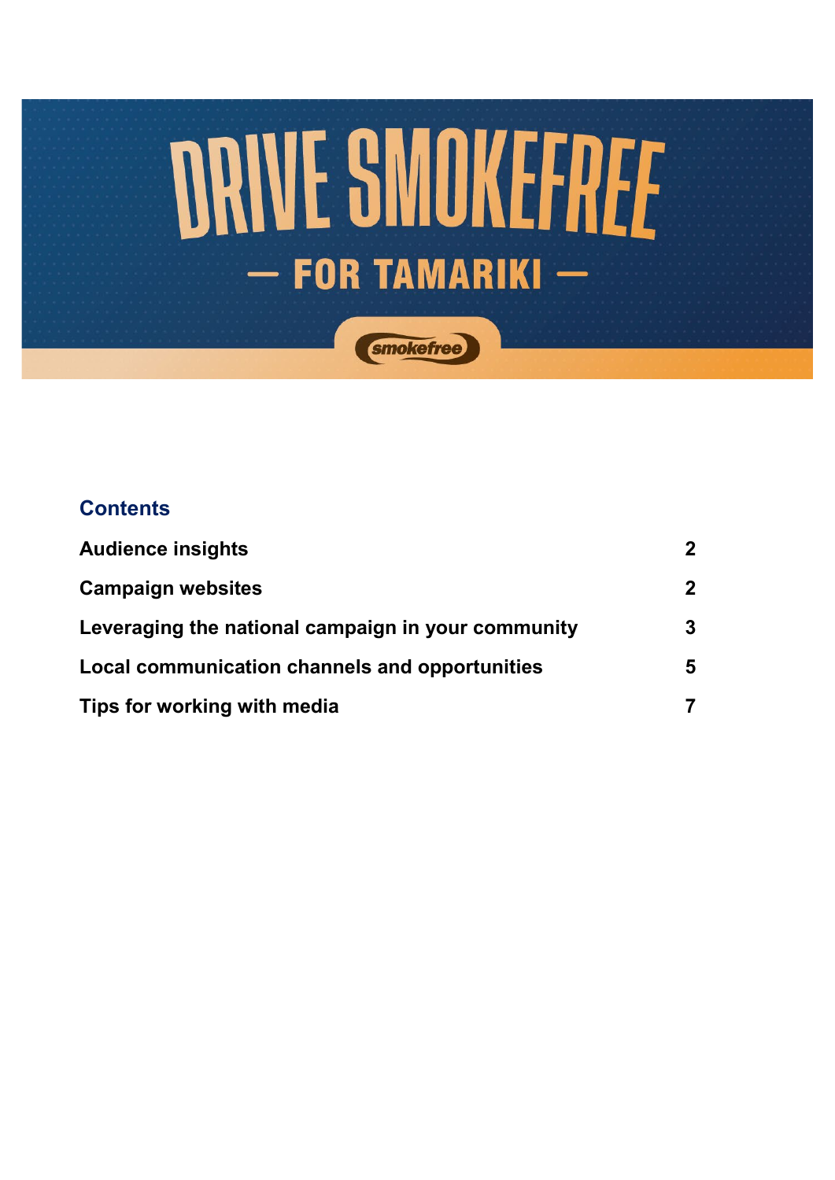# DRIVE SMOKEFREE

## — FOR TAMARIKI —

smokefree

## Contents

| | |
|---|---|
| **Audience insights** | **2** |
| **Campaign websites** | **2** |
| **Leveraging the national campaign in your community** | **3** |
| **Local communication channels and opportunities** | **5** |
| **Tips for working with media** | **7** |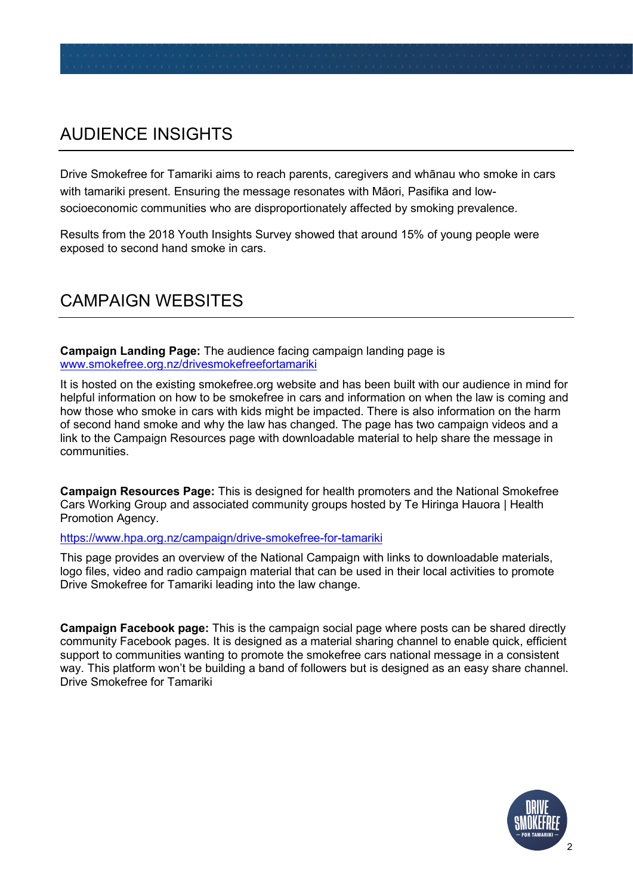## AUDIENCE INSIGHTS

Drive Smokefree for Tamariki aims to reach parents, caregivers and whānau who smoke in cars with tamariki present. Ensuring the message resonates with Māori, Pasifika and low-socioeconomic communities who are disproportionately affected by smoking prevalence.

Results from the 2018 Youth Insights Survey showed that around 15% of young people were exposed to second hand smoke in cars.

## CAMPAIGN WEBSITES

**Campaign Landing Page:** The audience facing campaign landing page is [www.smokefree.org.nz/drivesmokefreefortamariki](http://www.smokefree.org.nz/drivesmokefreefortamariki)

It is hosted on the existing smokefree.org website and has been built with our audience in mind for helpful information on how to be smokefree in cars and information on when the law is coming and how those who smoke in cars with kids might be impacted. There is also information on the harm of second hand smoke and why the law has changed. The page has two campaign videos and a link to the Campaign Resources page with downloadable material to help share the message in communities.

**Campaign Resources Page:** This is designed for health promoters and the National Smokefree Cars Working Group and associated community groups hosted by Te Hiringa Hauora | Health Promotion Agency.

[https://www.hpa.org.nz/campaign/drive-smokefree-for-tamariki](https://www.hpa.org.nz/campaign/drive-smokefree-for-tamariki)

This page provides an overview of the National Campaign with links to downloadable materials, logo files, video and radio campaign material that can be used in their local activities to promote Drive Smokefree for Tamariki leading into the law change.

**Campaign Facebook page:** This is the campaign social page where posts can be shared directly community Facebook pages. It is designed as a material sharing channel to enable quick, efficient support to communities wanting to promote the smokefree cars national message in a consistent way. This platform won't be building a band of followers but is designed as an easy share channel. Drive Smokefree for Tamariki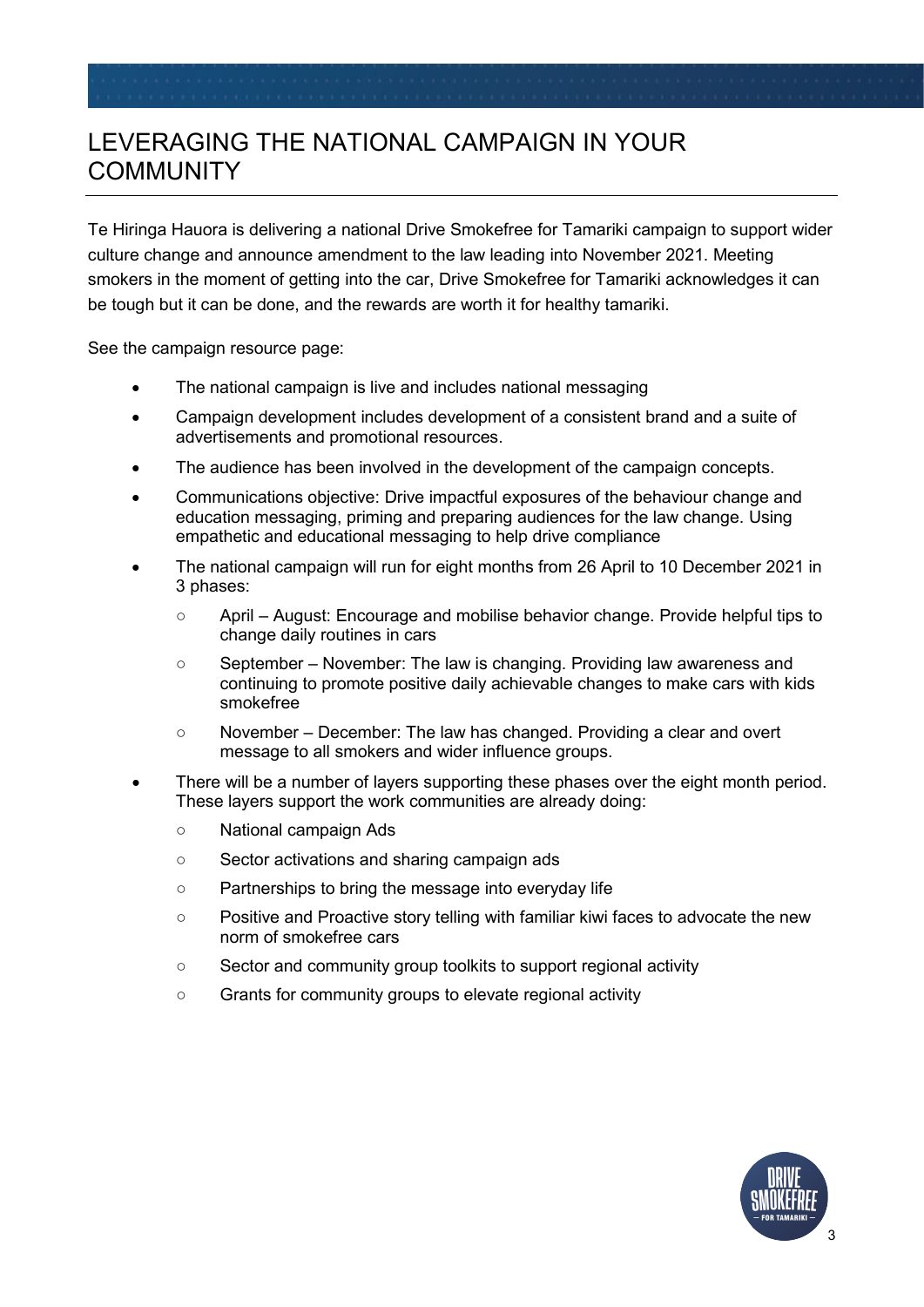# LEVERAGING THE NATIONAL CAMPAIGN IN YOUR COMMUNITY

Te Hiringa Hauora is delivering a national Drive Smokefree for Tamariki campaign to support wider culture change and announce amendment to the law leading into November 2021. Meeting smokers in the moment of getting into the car, Drive Smokefree for Tamariki acknowledges it can be tough but it can be done, and the rewards are worth it for healthy tamariki.

See the campaign resource page:

- The national campaign is live and includes national messaging
- Campaign development includes development of a consistent brand and a suite of advertisements and promotional resources.
- The audience has been involved in the development of the campaign concepts.
- Communications objective: Drive impactful exposures of the behaviour change and education messaging, priming and preparing audiences for the law change. Using empathetic and educational messaging to help drive compliance
- The national campaign will run for eight months from 26 April to 10 December 2021 in 3 phases:
  - April – August: Encourage and mobilise behavior change. Provide helpful tips to change daily routines in cars
  - September – November: The law is changing. Providing law awareness and continuing to promote positive daily achievable changes to make cars with kids smokefree
  - November – December: The law has changed. Providing a clear and overt message to all smokers and wider influence groups.
- There will be a number of layers supporting these phases over the eight month period. These layers support the work communities are already doing:
  - National campaign Ads
  - Sector activations and sharing campaign ads
  - Partnerships to bring the message into everyday life
  - Positive and Proactive story telling with familiar kiwi faces to advocate the new norm of smokefree cars
  - Sector and community group toolkits to support regional activity
  - Grants for community groups to elevate regional activity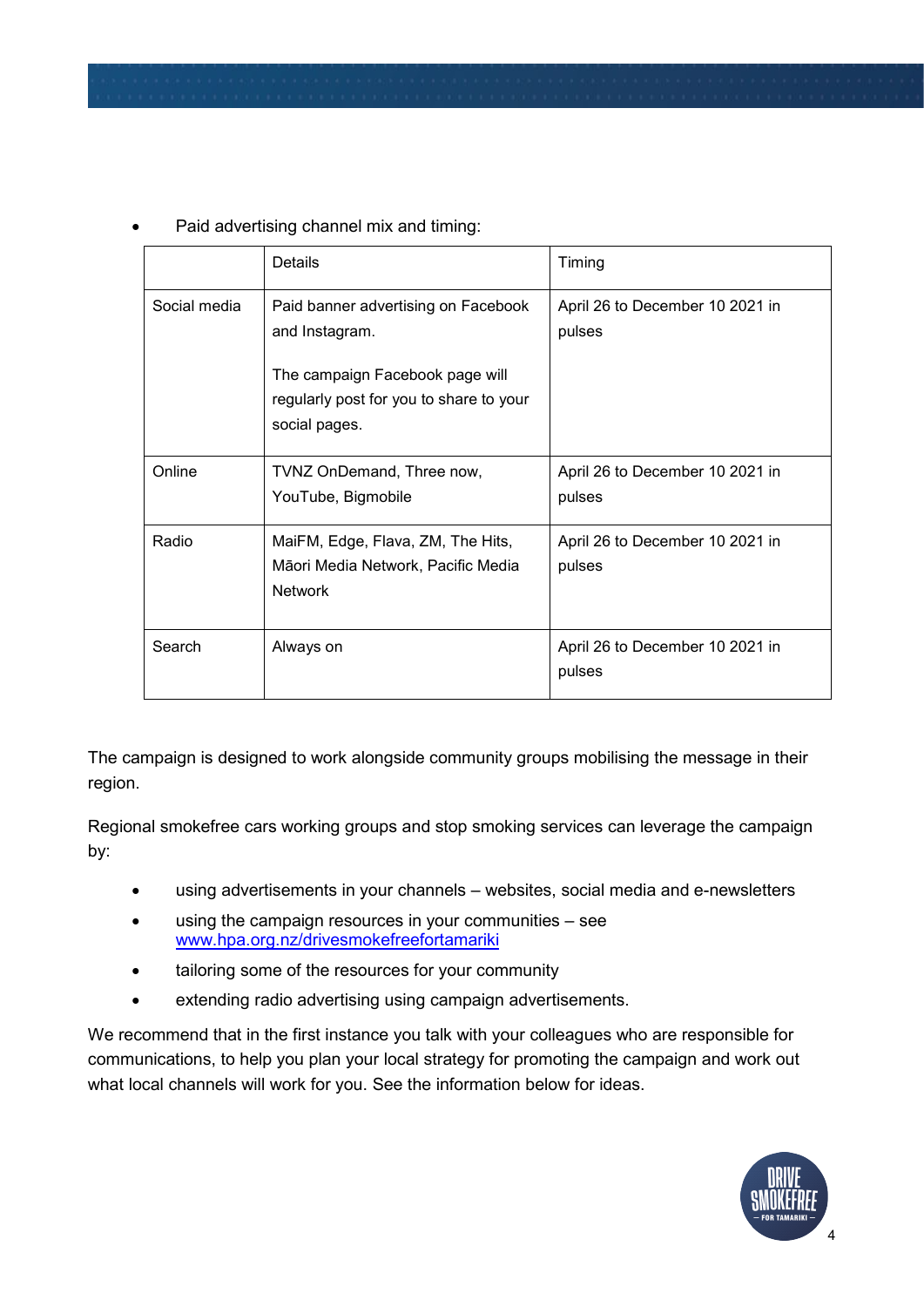- Paid advertising channel mix and timing:

| | Details | Timing |
|---|---|---|
| Social media | Paid banner advertising on Facebook and Instagram.<br><br>The campaign Facebook page will regularly post for you to share to your social pages. | April 26 to December 10 2021 in pulses |
| Online | TVNZ OnDemand, Three now, YouTube, Bigmobile | April 26 to December 10 2021 in pulses |
| Radio | MaiFM, Edge, Flava, ZM, The Hits, Māori Media Network, Pacific Media Network | April 26 to December 10 2021 in pulses |
| Search | Always on | April 26 to December 10 2021 in pulses |

The campaign is designed to work alongside community groups mobilising the message in their region.

Regional smokefree cars working groups and stop smoking services can leverage the campaign by:

- using advertisements in your channels – websites, social media and e-newsletters
- using the campaign resources in your communities – see [www.hpa.org.nz/drivesmokefreefortamariki](http://www.hpa.org.nz/drivesmokefreefortamariki)
- tailoring some of the resources for your community
- extending radio advertising using campaign advertisements.

We recommend that in the first instance you talk with your colleagues who are responsible for communications, to help you plan your local strategy for promoting the campaign and work out what local channels will work for you. See the information below for ideas.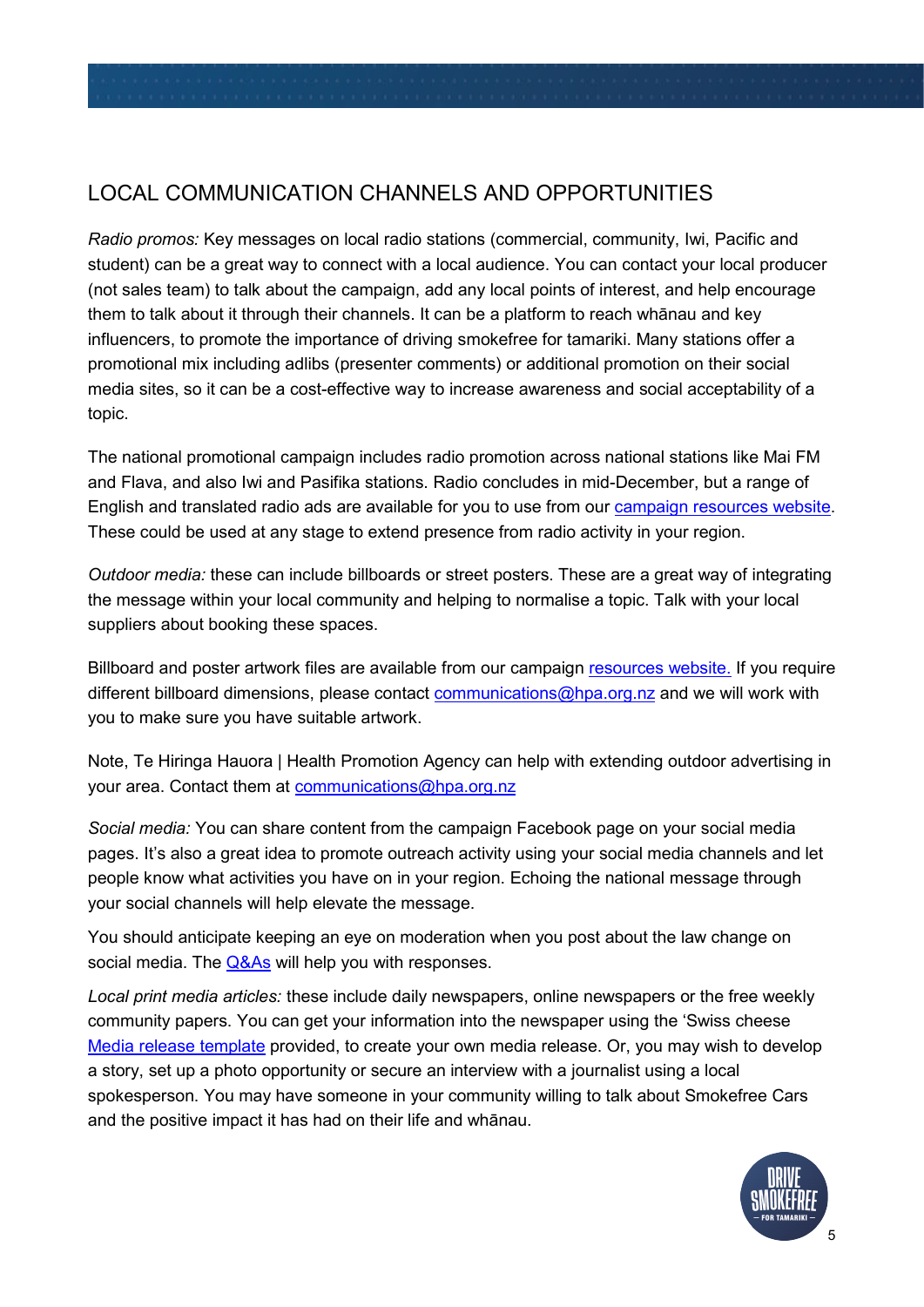## LOCAL COMMUNICATION CHANNELS AND OPPORTUNITIES

*Radio promos:* Key messages on local radio stations (commercial, community, Iwi, Pacific and student) can be a great way to connect with a local audience. You can contact your local producer (not sales team) to talk about the campaign, add any local points of interest, and help encourage them to talk about it through their channels. It can be a platform to reach whānau and key influencers, to promote the importance of driving smokefree for tamariki. Many stations offer a promotional mix including adlibs (presenter comments) or additional promotion on their social media sites, so it can be a cost-effective way to increase awareness and social acceptability of a topic.

The national promotional campaign includes radio promotion across national stations like Mai FM and Flava, and also Iwi and Pasifika stations. Radio concludes in mid-December, but a range of English and translated radio ads are available for you to use from our campaign resources website. These could be used at any stage to extend presence from radio activity in your region.

*Outdoor media:* these can include billboards or street posters. These are a great way of integrating the message within your local community and helping to normalise a topic. Talk with your local suppliers about booking these spaces.

Billboard and poster artwork files are available from our campaign resources website. If you require different billboard dimensions, please contact communications@hpa.org.nz and we will work with you to make sure you have suitable artwork.

Note, Te Hiringa Hauora | Health Promotion Agency can help with extending outdoor advertising in your area. Contact them at communications@hpa.org.nz

*Social media:* You can share content from the campaign Facebook page on your social media pages. It's also a great idea to promote outreach activity using your social media channels and let people know what activities you have on in your region. Echoing the national message through your social channels will help elevate the message.

You should anticipate keeping an eye on moderation when you post about the law change on social media. The Q&As will help you with responses.

*Local print media articles:* these include daily newspapers, online newspapers or the free weekly community papers. You can get your information into the newspaper using the 'Swiss cheese Media release template provided, to create your own media release. Or, you may wish to develop a story, set up a photo opportunity or secure an interview with a journalist using a local spokesperson. You may have someone in your community willing to talk about Smokefree Cars and the positive impact it has had on their life and whānau.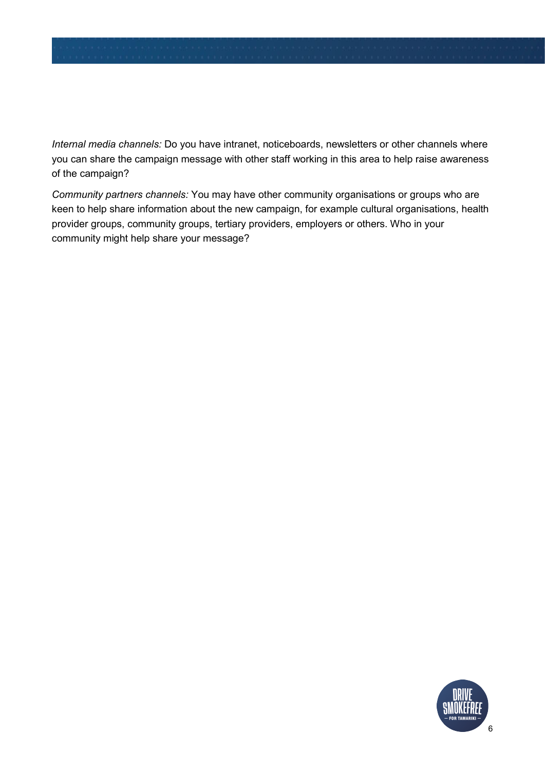*Internal media channels:* Do you have intranet, noticeboards, newsletters or other channels where you can share the campaign message with other staff working in this area to help raise awareness of the campaign?

*Community partners channels:* You may have other community organisations or groups who are keen to help share information about the new campaign, for example cultural organisations, health provider groups, community groups, tertiary providers, employers or others. Who in your community might help share your message?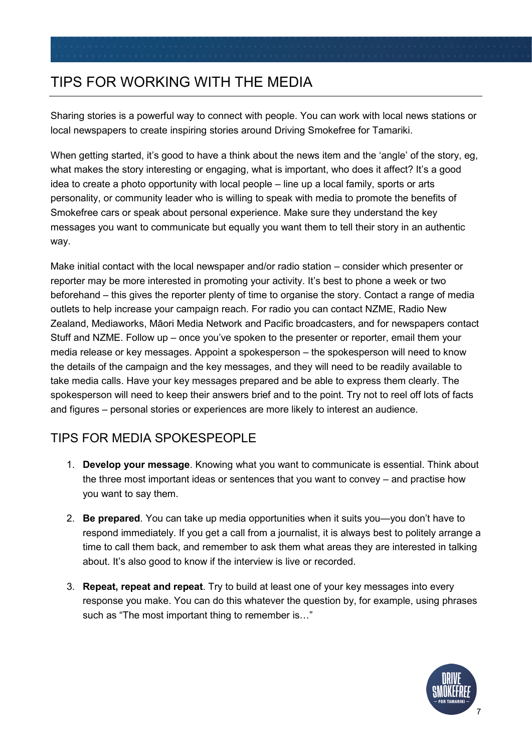# TIPS FOR WORKING WITH THE MEDIA

Sharing stories is a powerful way to connect with people. You can work with local news stations or local newspapers to create inspiring stories around Driving Smokefree for Tamariki.

When getting started, it's good to have a think about the news item and the 'angle' of the story, eg, what makes the story interesting or engaging, what is important, who does it affect? It's a good idea to create a photo opportunity with local people – line up a local family, sports or arts personality, or community leader who is willing to speak with media to promote the benefits of Smokefree cars or speak about personal experience. Make sure they understand the key messages you want to communicate but equally you want them to tell their story in an authentic way.

Make initial contact with the local newspaper and/or radio station – consider which presenter or reporter may be more interested in promoting your activity. It's best to phone a week or two beforehand – this gives the reporter plenty of time to organise the story. Contact a range of media outlets to help increase your campaign reach. For radio you can contact NZME, Radio New Zealand, Mediaworks, Māori Media Network and Pacific broadcasters, and for newspapers contact Stuff and NZME. Follow up – once you've spoken to the presenter or reporter, email them your media release or key messages. Appoint a spokesperson – the spokesperson will need to know the details of the campaign and the key messages, and they will need to be readily available to take media calls. Have your key messages prepared and be able to express them clearly. The spokesperson will need to keep their answers brief and to the point. Try not to reel off lots of facts and figures – personal stories or experiences are more likely to interest an audience.

## TIPS FOR MEDIA SPOKESPEOPLE

1. **Develop your message**. Knowing what you want to communicate is essential. Think about the three most important ideas or sentences that you want to convey – and practise how you want to say them.

2. **Be prepared**. You can take up media opportunities when it suits you—you don't have to respond immediately. If you get a call from a journalist, it is always best to politely arrange a time to call them back, and remember to ask them what areas they are interested in talking about. It's also good to know if the interview is live or recorded.

3. **Repeat, repeat and repeat**. Try to build at least one of your key messages into every response you make. You can do this whatever the question by, for example, using phrases such as "The most important thing to remember is…"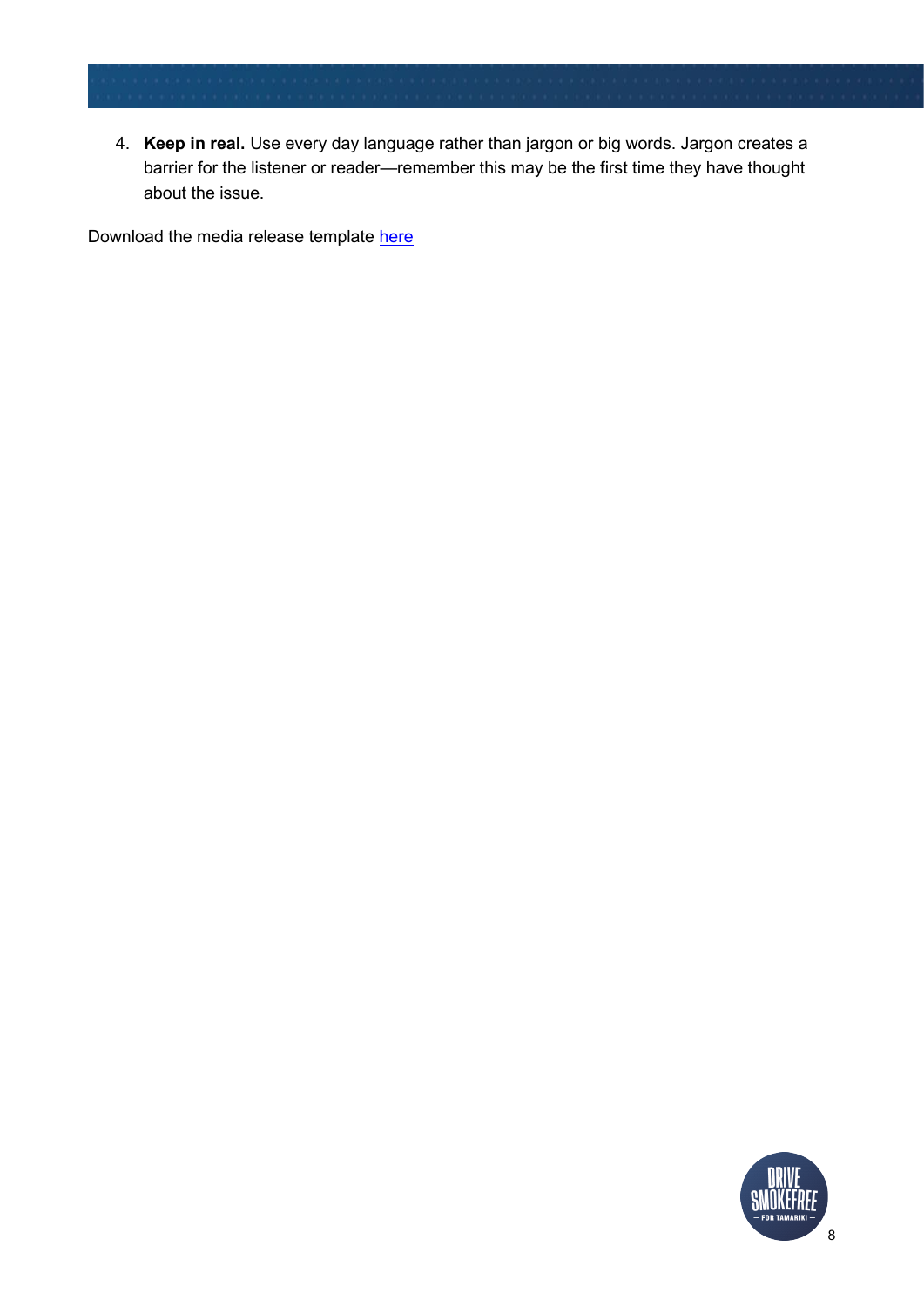4. **Keep in real.** Use every day language rather than jargon or big words. Jargon creates a barrier for the listener or reader—remember this may be the first time they have thought about the issue.

Download the media release template here